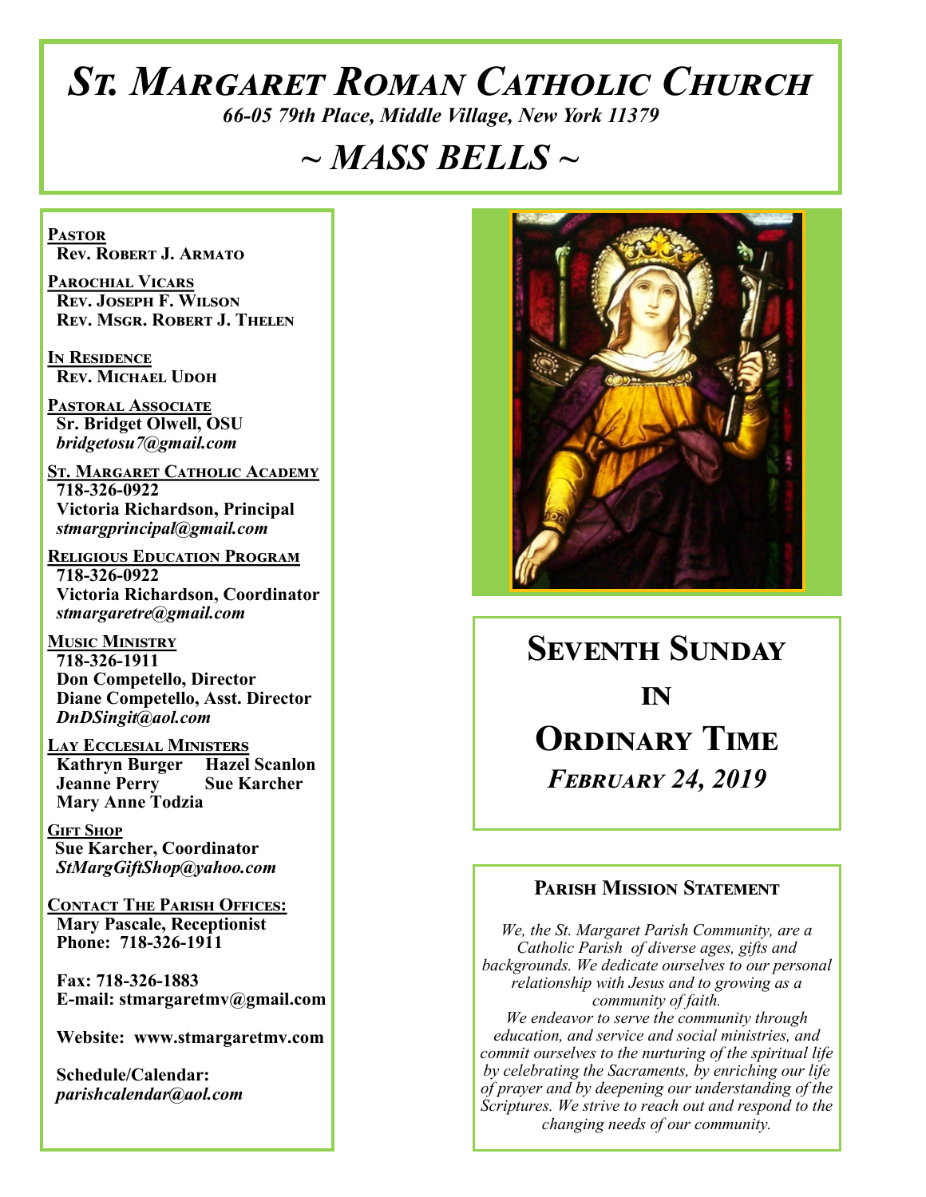# St. Margaret Roman Catholic Church

*66-05 79th Place, Middle Village, New York 11379*

# ~ MASS BELLS ~

**Pastor**
Rev. Robert J. Armato

**Parochial Vicars**
Rev. Joseph F. Wilson
Rev. Msgr. Robert J. Thelen

**In Residence**
Rev. Michael Udoh

**Pastoral Associate**
Sr. Bridget Olwell, OSU
*bridgetosu7@gmail.com*

**St. Margaret Catholic Academy**
718-326-0922
Victoria Richardson, Principal
*stmargprincipal@gmail.com*

**Religious Education Program**
718-326-0922
Victoria Richardson, Coordinator
*stmargaretre@gmail.com*

**Music Ministry**
718-326-1911
Don Competello, Director
Diane Competello, Asst. Director
*DnDSingit@aol.com*

**Lay Ecclesial Ministers**
Kathryn Burger
Hazel Scanlon
Jeanne Perry
Sue Karcher
Mary Anne Todzia

**Gift Shop**
Sue Karcher, Coordinator
*StMargGiftShop@yahoo.com*

**Contact The Parish Offices:**
Mary Pascale, Receptionist
Phone: 718-326-1911

Fax: 718-326-1883
E-mail: stmargaretmv@gmail.com

Website: www.stmargaretmv.com

Schedule/Calendar:
*parishcalendar@aol.com*

## Seventh Sunday in Ordinary Time

*February 24, 2019*

### Parish Mission Statement

*We, the St. Margaret Parish Community, are a Catholic Parish of diverse ages, gifts and backgrounds. We dedicate ourselves to our personal relationship with Jesus and to growing as a community of faith.*
*We endeavor to serve the community through education, and service and social ministries, and commit ourselves to the nurturing of the spiritual life by celebrating the Sacraments, by enriching our life of prayer and by deepening our understanding of the Scriptures. We strive to reach out and respond to the changing needs of our community.*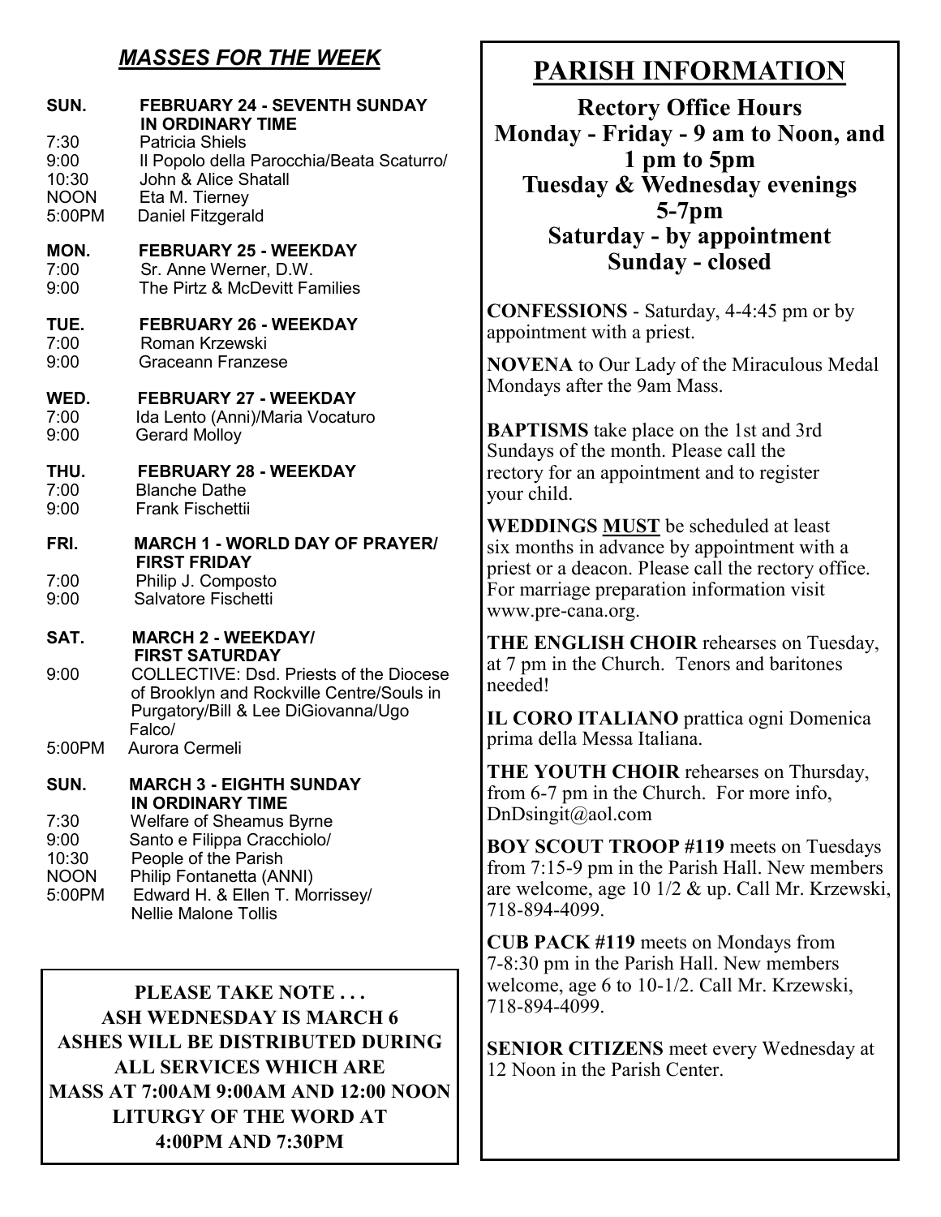## *MASSES FOR THE WEEK*

**SUN. FEBRUARY 24 - SEVENTH SUNDAY IN ORDINARY TIME**

7:30 Patricia Shiels
9:00 Il Popolo della Parocchia/Beata Scaturro/
10:30 John & Alice Shatall
NOON Eta M. Tierney
5:00PM Daniel Fitzgerald

**MON. FEBRUARY 25 - WEEKDAY**

7:00 Sr. Anne Werner, D.W.
9:00 The Pirtz & McDevitt Families

**TUE. FEBRUARY 26 - WEEKDAY**

7:00 Roman Krzewski
9:00 Graceann Franzese

**WED. FEBRUARY 27 - WEEKDAY**

7:00 Ida Lento (Anni)/Maria Vocaturo
9:00 Gerard Molloy

**THU. FEBRUARY 28 - WEEKDAY**

7:00 Blanche Dathe
9:00 Frank Fischettii

**FRI. MARCH 1 - WORLD DAY OF PRAYER/ FIRST FRIDAY**

7:00 Philip J. Composto
9:00 Salvatore Fischetti

**SAT. MARCH 2 - WEEKDAY/ FIRST SATURDAY**

9:00 COLLECTIVE: Dsd. Priests of the Diocese of Brooklyn and Rockville Centre/Souls in Purgatory/Bill & Lee DiGiovanna/Ugo Falco/
5:00PM Aurora Cermeli

**SUN. MARCH 3 - EIGHTH SUNDAY IN ORDINARY TIME**

7:30 Welfare of Sheamus Byrne
9:00 Santo e Filippa Cracchiolo/
10:30 People of the Parish
NOON Philip Fontanetta (ANNI)
5:00PM Edward H. & Ellen T. Morrissey/ Nellie Malone Tollis

**PLEASE TAKE NOTE . . .**
**ASH WEDNESDAY IS MARCH 6**
**ASHES WILL BE DISTRIBUTED DURING ALL SERVICES WHICH ARE**
**MASS AT 7:00AM 9:00AM AND 12:00 NOON**
**LITURGY OF THE WORD AT 4:00PM AND 7:30PM**

## PARISH INFORMATION

**Rectory Office Hours**
**Monday - Friday - 9 am to Noon, and 1 pm to 5pm**
**Tuesday & Wednesday evenings 5-7pm**
**Saturday - by appointment**
**Sunday - closed**

**CONFESSIONS** - Saturday, 4-4:45 pm or by appointment with a priest.

**NOVENA** to Our Lady of the Miraculous Medal Mondays after the 9am Mass.

**BAPTISMS** take place on the 1st and 3rd Sundays of the month. Please call the rectory for an appointment and to register your child.

**WEDDINGS <u>MUST</u>** be scheduled at least six months in advance by appointment with a priest or a deacon. Please call the rectory office. For marriage preparation information visit www.pre-cana.org.

**THE ENGLISH CHOIR** rehearses on Tuesday, at 7 pm in the Church. Tenors and baritones needed!

**IL CORO ITALIANO** prattica ogni Domenica prima della Messa Italiana.

**THE YOUTH CHOIR** rehearses on Thursday, from 6-7 pm in the Church. For more info, DnDsingit@aol.com

**BOY SCOUT TROOP #119** meets on Tuesdays from 7:15-9 pm in the Parish Hall. New members are welcome, age 10 1/2 & up. Call Mr. Krzewski, 718-894-4099.

**CUB PACK #119** meets on Mondays from 7-8:30 pm in the Parish Hall. New members welcome, age 6 to 10-1/2. Call Mr. Krzewski, 718-894-4099.

**SENIOR CITIZENS** meet every Wednesday at 12 Noon in the Parish Center.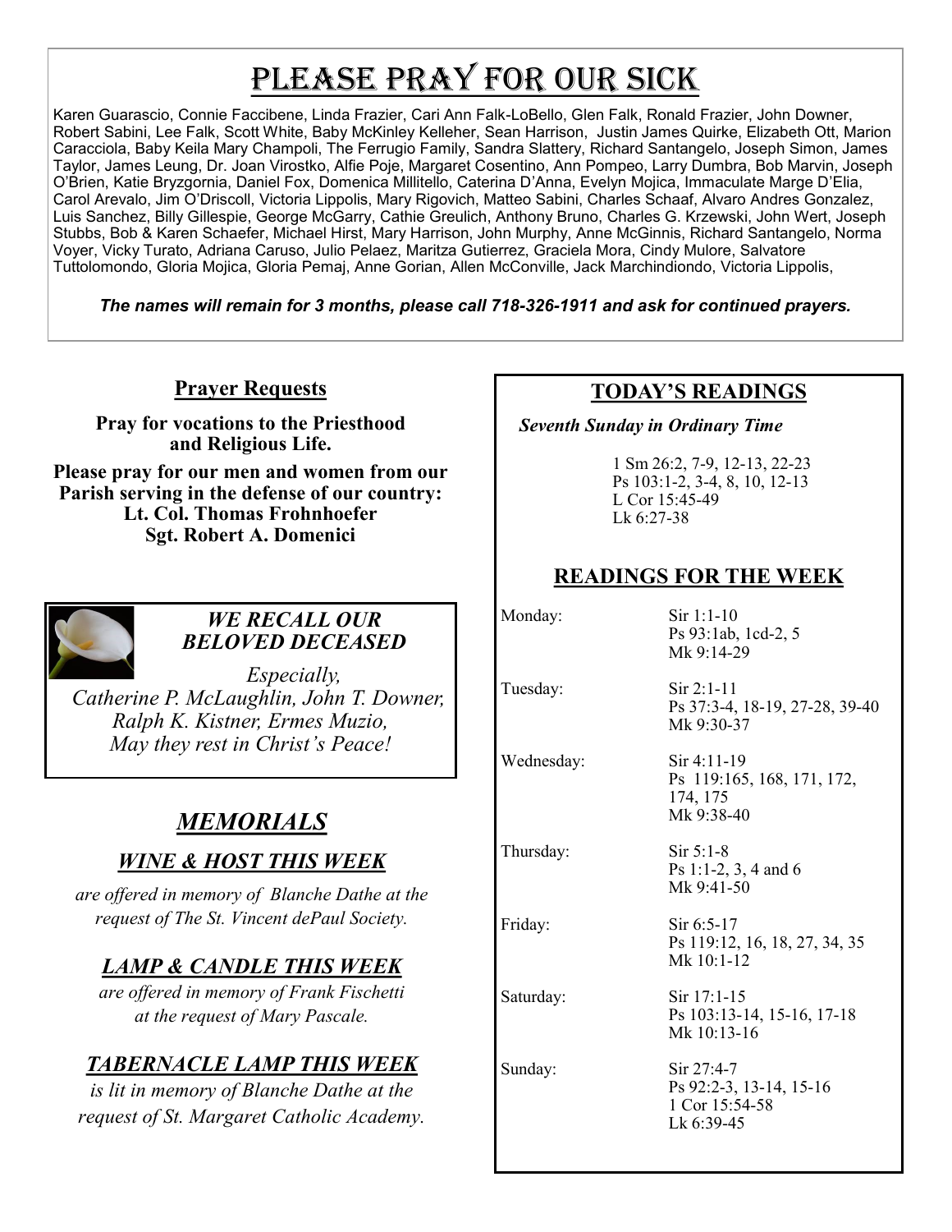# Please Pray For Our Sick

Karen Guarascio, Connie Faccibene, Linda Frazier, Cari Ann Falk-LoBello, Glen Falk, Ronald Frazier, John Downer, Robert Sabini, Lee Falk, Scott White, Baby McKinley Kelleher, Sean Harrison, Justin James Quirke, Elizabeth Ott, Marion Caracciola, Baby Keila Mary Champoli, The Ferrugio Family, Sandra Slattery, Richard Santangelo, Joseph Simon, James Taylor, James Leung, Dr. Joan Virostko, Alfie Poje, Margaret Cosentino, Ann Pompeo, Larry Dumbra, Bob Marvin, Joseph O'Brien, Katie Bryzgornia, Daniel Fox, Domenica Millitello, Caterina D'Anna, Evelyn Mojica, Immaculate Marge D'Elia, Carol Arevalo, Jim O'Driscoll, Victoria Lippolis, Mary Rigovich, Matteo Sabini, Charles Schaaf, Alvaro Andres Gonzalez, Luis Sanchez, Billy Gillespie, George McGarry, Cathie Greulich, Anthony Bruno, Charles G. Krzewski, John Wert, Joseph Stubbs, Bob & Karen Schaefer, Michael Hirst, Mary Harrison, John Murphy, Anne McGinnis, Richard Santangelo, Norma Voyer, Vicky Turato, Adriana Caruso, Julio Pelaez, Maritza Gutierrez, Graciela Mora, Cindy Mulore, Salvatore Tuttolomondo, Gloria Mojica, Gloria Pemaj, Anne Gorian, Allen McConville, Jack Marchindiondo, Victoria Lippolis,

***The names will remain for 3 months, please call 718-326-1911 and ask for continued prayers.***

## Prayer Requests

**Pray for vocations to the Priesthood and Religious Life.**

**Please pray for our men and women from our Parish serving in the defense of our country:**
**Lt. Col. Thomas Frohnhoefer**
**Sgt. Robert A. Domenici**

### *WE RECALL OUR BELOVED DECEASED*

*Especially,*
*Catherine P. McLaughlin, John T. Downer, Ralph K. Kistner, Ermes Muzio,*
*May they rest in Christ's Peace!*

## *MEMORIALS*

### *WINE & HOST THIS WEEK*

*are offered in memory of Blanche Dathe at the request of The St. Vincent dePaul Society.*

### *LAMP & CANDLE THIS WEEK*

*are offered in memory of Frank Fischetti at the request of Mary Pascale.*

### *TABERNACLE LAMP THIS WEEK*

*is lit in memory of Blanche Dathe at the request of St. Margaret Catholic Academy.*

## TODAY'S READINGS

*Seventh Sunday in Ordinary Time*

1 Sm 26:2, 7-9, 12-13, 22-23
Ps 103:1-2, 3-4, 8, 10, 12-13
L Cor 15:45-49
Lk 6:27-38

## READINGS FOR THE WEEK

| | |
|---|---|
| Monday: | Sir 1:1-10<br>Ps 93:1ab, 1cd-2, 5<br>Mk 9:14-29 |
| Tuesday: | Sir 2:1-11<br>Ps 37:3-4, 18-19, 27-28, 39-40<br>Mk 9:30-37 |
| Wednesday: | Sir 4:11-19<br>Ps 119:165, 168, 171, 172, 174, 175<br>Mk 9:38-40 |
| Thursday: | Sir 5:1-8<br>Ps 1:1-2, 3, 4 and 6<br>Mk 9:41-50 |
| Friday: | Sir 6:5-17<br>Ps 119:12, 16, 18, 27, 34, 35<br>Mk 10:1-12 |
| Saturday: | Sir 17:1-15<br>Ps 103:13-14, 15-16, 17-18<br>Mk 10:13-16 |
| Sunday: | Sir 27:4-7<br>Ps 92:2-3, 13-14, 15-16<br>1 Cor 15:54-58<br>Lk 6:39-45 |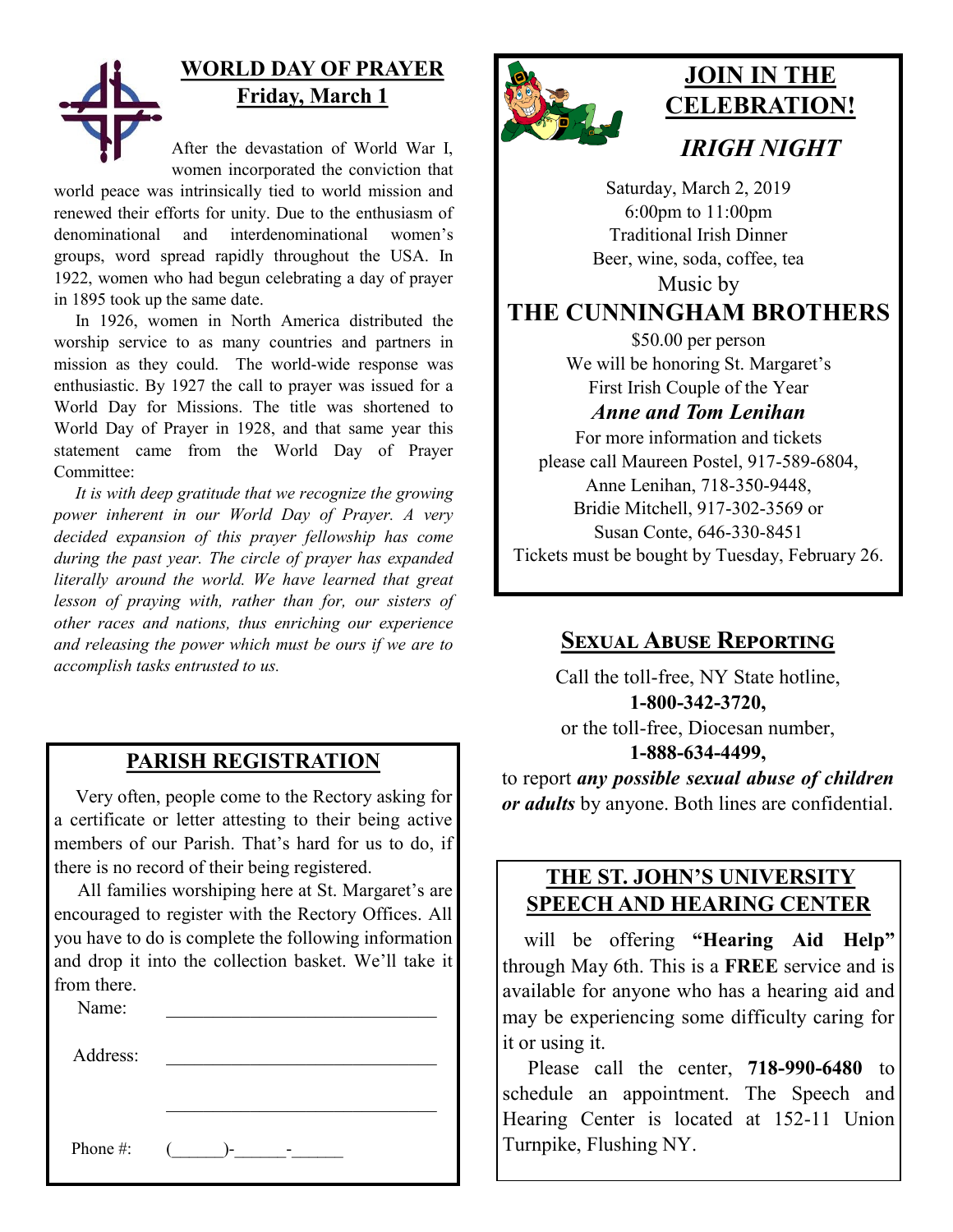## WORLD DAY OF PRAYER
## Friday, March 1

After the devastation of World War I, women incorporated the conviction that world peace was intrinsically tied to world mission and renewed their efforts for unity. Due to the enthusiasm of denominational and interdenominational women's groups, word spread rapidly throughout the USA. In 1922, women who had begun celebrating a day of prayer in 1895 took up the same date.

In 1926, women in North America distributed the worship service to as many countries and partners in mission as they could. The world-wide response was enthusiastic. By 1927 the call to prayer was issued for a World Day for Missions. The title was shortened to World Day of Prayer in 1928, and that same year this statement came from the World Day of Prayer Committee:

*It is with deep gratitude that we recognize the growing power inherent in our World Day of Prayer. A very decided expansion of this prayer fellowship has come during the past year. The circle of prayer has expanded literally around the world. We have learned that great lesson of praying with, rather than for, our sisters of other races and nations, thus enriching our experience and releasing the power which must be ours if we are to accomplish tasks entrusted to us.*

## PARISH REGISTRATION

Very often, people come to the Rectory asking for a certificate or letter attesting to their being active members of our Parish. That's hard for us to do, if there is no record of their being registered.

All families worshiping here at St. Margaret's are encouraged to register with the Rectory Offices. All you have to do is complete the following information and drop it into the collection basket. We'll take it from there.

Name: \_\_\_\_\_\_\_\_\_\_\_\_\_\_\_\_\_\_\_\_\_\_\_\_\_\_\_\_\_\_

Address: \_\_\_\_\_\_\_\_\_\_\_\_\_\_\_\_\_\_\_\_\_\_\_\_\_\_\_\_\_\_

\_\_\_\_\_\_\_\_\_\_\_\_\_\_\_\_\_\_\_\_\_\_\_\_\_\_\_\_\_\_

Phone #: (\_\_\_\_\_\_)-\_\_\_\_\_\_-\_\_\_\_\_\_

## JOIN IN THE CELEBRATION!

### *IRIGH NIGHT*

Saturday, March 2, 2019
6:00pm to 11:00pm
Traditional Irish Dinner
Beer, wine, soda, coffee, tea
Music by

**THE CUNNINGHAM BROTHERS**

$50.00 per person
We will be honoring St. Margaret's
First Irish Couple of the Year

***Anne and Tom Lenihan***

For more information and tickets
please call Maureen Postel, 917-589-6804,
Anne Lenihan, 718-350-9448,
Bridie Mitchell, 917-302-3569 or
Susan Conte, 646-330-8451
Tickets must be bought by Tuesday, February 26.

## SEXUAL ABUSE REPORTING

Call the toll-free, NY State hotline,
**1-800-342-3720,**
or the toll-free, Diocesan number,
**1-888-634-4499,**
to report ***any possible sexual abuse of children or adults*** by anyone. Both lines are confidential.

## THE ST. JOHN'S UNIVERSITY SPEECH AND HEARING CENTER

will be offering **"Hearing Aid Help"** through May 6th. This is a **FREE** service and is available for anyone who has a hearing aid and may be experiencing some difficulty caring for it or using it.

Please call the center, **718-990-6480** to schedule an appointment. The Speech and Hearing Center is located at 152-11 Union Turnpike, Flushing NY.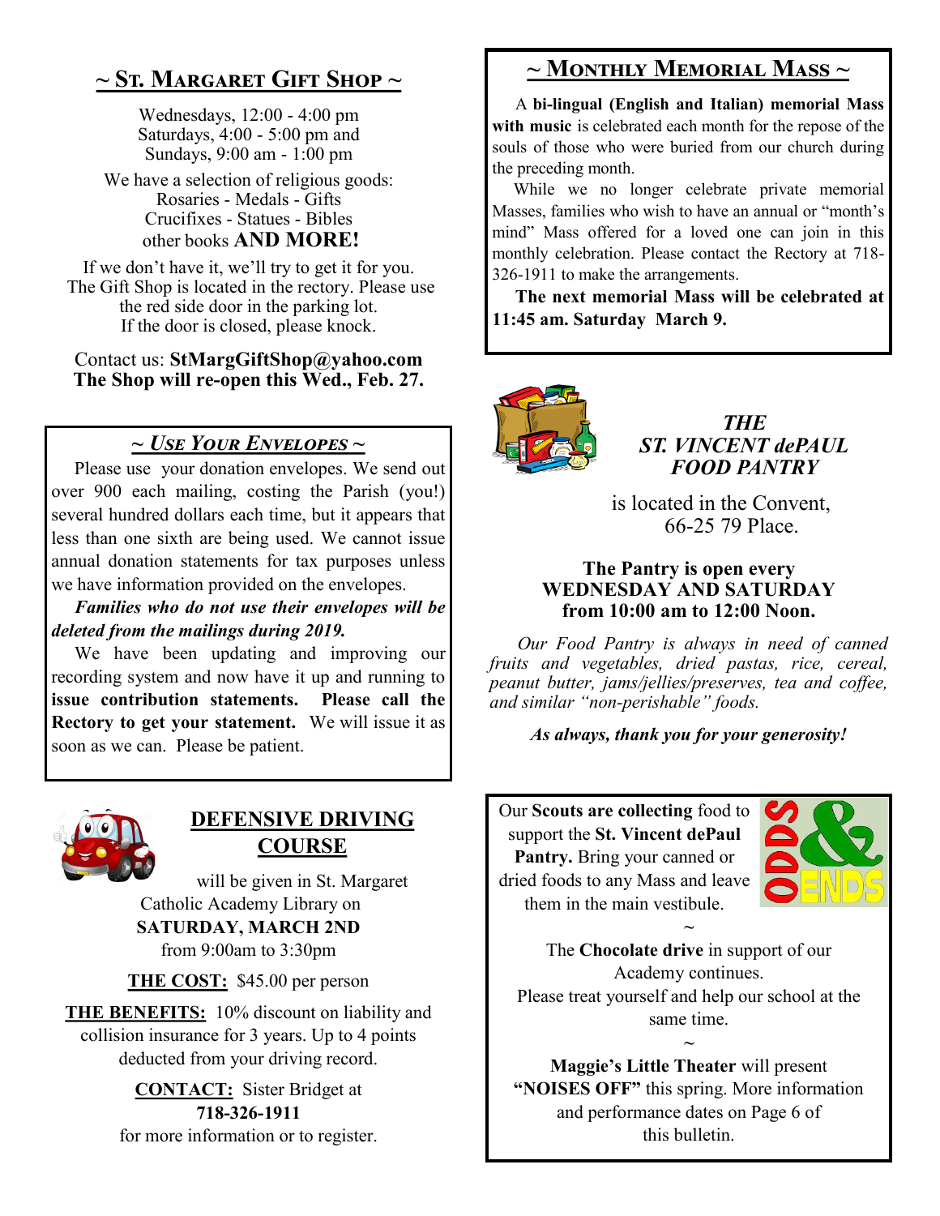## ~ St. Margaret Gift Shop ~

Wednesdays, 12:00 - 4:00 pm
Saturdays, 4:00 - 5:00 pm and
Sundays, 9:00 am - 1:00 pm

We have a selection of religious goods:
Rosaries - Medals - Gifts
Crucifixes - Statues - Bibles
other books **AND MORE!**

If we don't have it, we'll try to get it for you.
The Gift Shop is located in the rectory. Please use the red side door in the parking lot.
If the door is closed, please knock.

Contact us: **StMargGiftShop@yahoo.com**
**The Shop will re-open this Wed., Feb. 27.**

## ~ *Use Your Envelopes* ~

Please use your donation envelopes. We send out over 900 each mailing, costing the Parish (you!) several hundred dollars each time, but it appears that less than one sixth are being used. We cannot issue annual donation statements for tax purposes unless we have information provided on the envelopes.

***Families who do not use their envelopes will be deleted from the mailings during 2019.***

We have been updating and improving our recording system and now have it up and running to **issue contribution statements. Please call the Rectory to get your statement.** We will issue it as soon as we can. Please be patient.

## DEFENSIVE DRIVING COURSE

will be given in St. Margaret Catholic Academy Library on
**SATURDAY, MARCH 2ND**
from 9:00am to 3:30pm

**THE COST:** $45.00 per person

**THE BENEFITS:** 10% discount on liability and collision insurance for 3 years. Up to 4 points deducted from your driving record.

**CONTACT:** Sister Bridget at
**718-326-1911**
for more information or to register.

## ~ Monthly Memorial Mass ~

A **bi-lingual (English and Italian) memorial Mass with music** is celebrated each month for the repose of the souls of those who were buried from our church during the preceding month.

While we no longer celebrate private memorial Masses, families who wish to have an annual or "month's mind" Mass offered for a loved one can join in this monthly celebration. Please contact the Rectory at 718-326-1911 to make the arrangements.

**The next memorial Mass will be celebrated at 11:45 am. Saturday March 9.**

## *THE ST. VINCENT dePAUL FOOD PANTRY*

is located in the Convent,
66-25 79 Place.

**The Pantry is open every**
**WEDNESDAY AND SATURDAY**
**from 10:00 am to 12:00 Noon.**

*Our Food Pantry is always in need of canned fruits and vegetables, dried pastas, rice, cereal, peanut butter, jams/jellies/preserves, tea and coffee, and similar "non-perishable" foods.*

***As always, thank you for your generosity!***

## ODDS & ENDS

Our **Scouts are collecting** food to support the **St. Vincent dePaul Pantry.** Bring your canned or dried foods to any Mass and leave them in the main vestibule.

~

The **Chocolate drive** in support of our Academy continues.
Please treat yourself and help our school at the same time.

~

**Maggie's Little Theater** will present **"NOISES OFF"** this spring. More information and performance dates on Page 6 of this bulletin.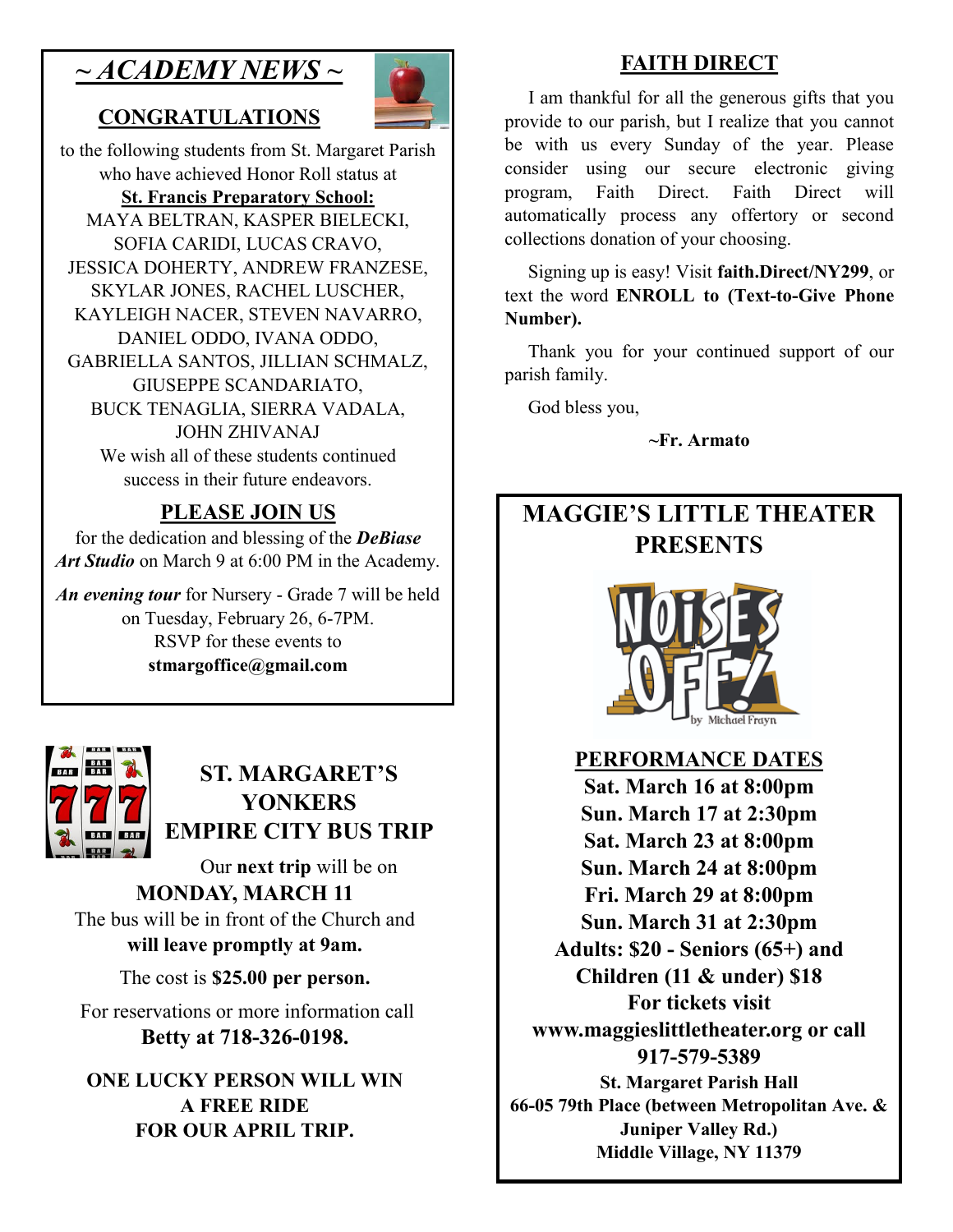# *~ ACADEMY NEWS ~*

## CONGRATULATIONS

to the following students from St. Margaret Parish who have achieved Honor Roll status at **St. Francis Preparatory School:**
MAYA BELTRAN, KASPER BIELECKI, SOFIA CARIDI, LUCAS CRAVO, JESSICA DOHERTY, ANDREW FRANZESE, SKYLAR JONES, RACHEL LUSCHER, KAYLEIGH NACER, STEVEN NAVARRO, DANIEL ODDO, IVANA ODDO, GABRIELLA SANTOS, JILLIAN SCHMALZ, GIUSEPPE SCANDARIATO, BUCK TENAGLIA, SIERRA VADALA, JOHN ZHIVANAJ
We wish all of these students continued success in their future endeavors.

## PLEASE JOIN US

for the dedication and blessing of the ***DeBiase Art Studio*** on March 9 at 6:00 PM in the Academy.

***An evening tour*** for Nursery - Grade 7 will be held on Tuesday, February 26, 6-7PM.
RSVP for these events to
**stmargoffice@gmail.com**

## ST. MARGARET'S YONKERS EMPIRE CITY BUS TRIP

Our **next trip** will be on
**MONDAY, MARCH 11**
The bus will be in front of the Church and **will leave promptly at 9am.**

The cost is **$25.00 per person.**

For reservations or more information call **Betty at 718-326-0198.**

**ONE LUCKY PERSON WILL WIN A FREE RIDE FOR OUR APRIL TRIP.**

## FAITH DIRECT

I am thankful for all the generous gifts that you provide to our parish, but I realize that you cannot be with us every Sunday of the year. Please consider using our secure electronic giving program, Faith Direct. Faith Direct will automatically process any offertory or second collections donation of your choosing.

Signing up is easy! Visit **faith.Direct/NY299**, or text the word **ENROLL to (Text-to-Give Phone Number).**

Thank you for your continued support of our parish family.

God bless you,

**~Fr. Armato**

## MAGGIE'S LITTLE THEATER PRESENTS

NOISES OFF!
by Michael Frayn

**PERFORMANCE DATES**
**Sat. March 16 at 8:00pm**
**Sun. March 17 at 2:30pm**
**Sat. March 23 at 8:00pm**
**Sun. March 24 at 8:00pm**
**Fri. March 29 at 8:00pm**
**Sun. March 31 at 2:30pm**
**Adults: $20 - Seniors (65+) and Children (11 & under) $18**
**For tickets visit www.maggieslittletheater.org or call 917-579-5389**
**St. Margaret Parish Hall**
**66-05 79th Place (between Metropolitan Ave. & Juniper Valley Rd.)**
**Middle Village, NY 11379**